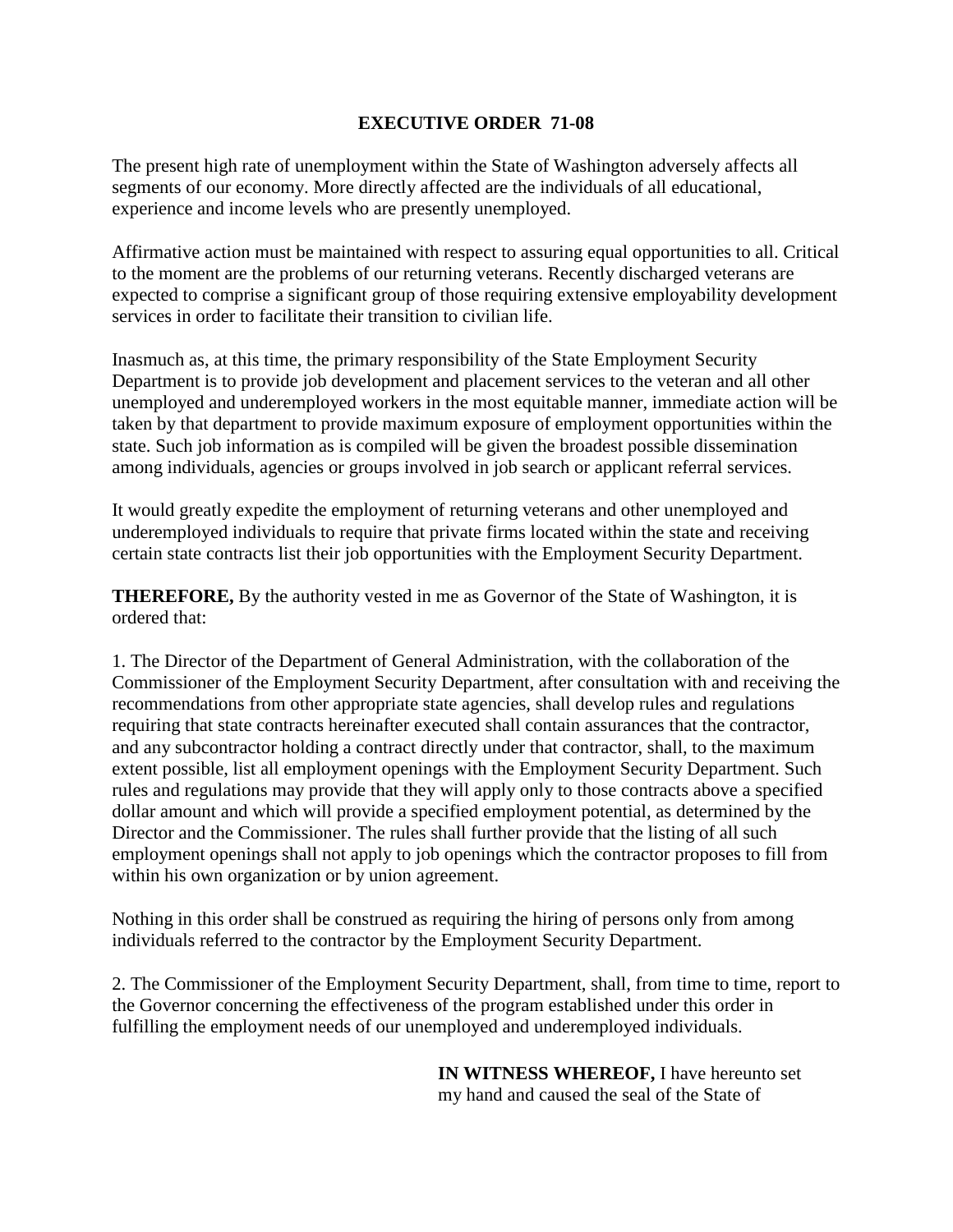# EXECUTIVE ORDER 71-08

The present high rate of unemployment within the State of Washington adversely affects all segments of our economy. More directly affected are the individuals of all educational, experience and income levels who are presently unemployed.

Affirmative action must be maintained with respect to assuring equal opportunities to all. Critical to the moment are the problems of our returning veterans. Recently discharged veterans are expected to comprise a significant group of those requiring extensive employability development services in order to facilitate their transition to civilian life.

Inasmuch as, at this time, the primary responsibility of the State Employment Security Department is to provide job development and placement services to the veteran and all other unemployed and underemployed workers in the most equitable manner, immediate action will be taken by that department to provide maximum exposure of employment opportunities within the state. Such job information as is compiled will be given the broadest possible dissemination among individuals, agencies or groups involved in job search or applicant referral services.

It would greatly expedite the employment of returning veterans and other unemployed and underemployed individuals to require that private firms located within the state and receiving certain state contracts list their job opportunities with the Employment Security Department.

**THEREFORE,** By the authority vested in me as Governor of the State of Washington, it is ordered that:

1. The Director of the Department of General Administration, with the collaboration of the Commissioner of the Employment Security Department, after consultation with and receiving the recommendations from other appropriate state agencies, shall develop rules and regulations requiring that state contracts hereinafter executed shall contain assurances that the contractor, and any subcontractor holding a contract directly under that contractor, shall, to the maximum extent possible, list all employment openings with the Employment Security Department. Such rules and regulations may provide that they will apply only to those contracts above a specified dollar amount and which will provide a specified employment potential, as determined by the Director and the Commissioner. The rules shall further provide that the listing of all such employment openings shall not apply to job openings which the contractor proposes to fill from within his own organization or by union agreement.

Nothing in this order shall be construed as requiring the hiring of persons only from among individuals referred to the contractor by the Employment Security Department.

2. The Commissioner of the Employment Security Department, shall, from time to time, report to the Governor concerning the effectiveness of the program established under this order in fulfilling the employment needs of our unemployed and underemployed individuals.

**IN WITNESS WHEREOF,** I have hereunto set my hand and caused the seal of the State of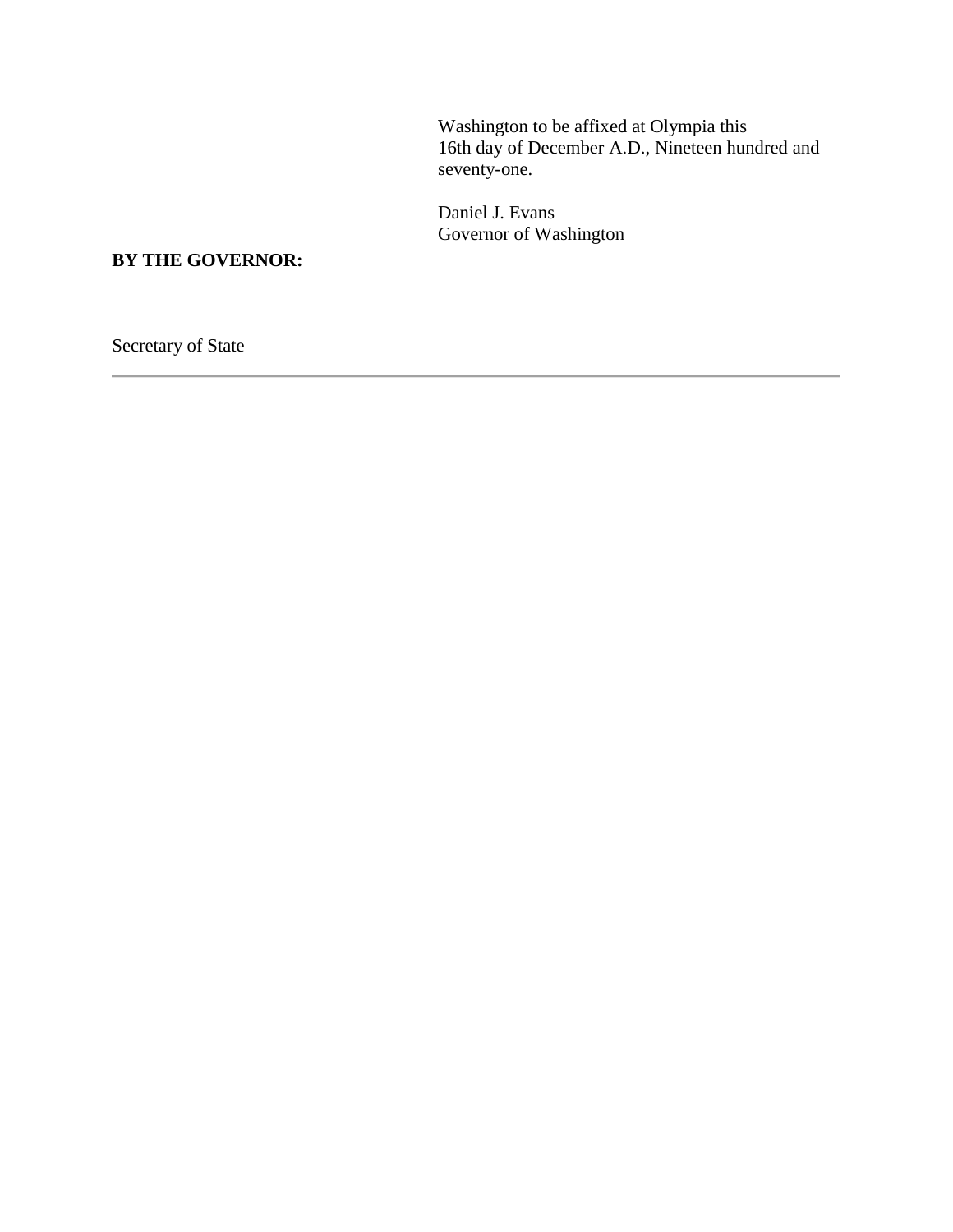Washington to be affixed at Olympia this
16th day of December A.D., Nineteen hundred and
seventy-one.

Daniel J. Evans
Governor of Washington

**BY THE GOVERNOR:**

Secretary of State

---